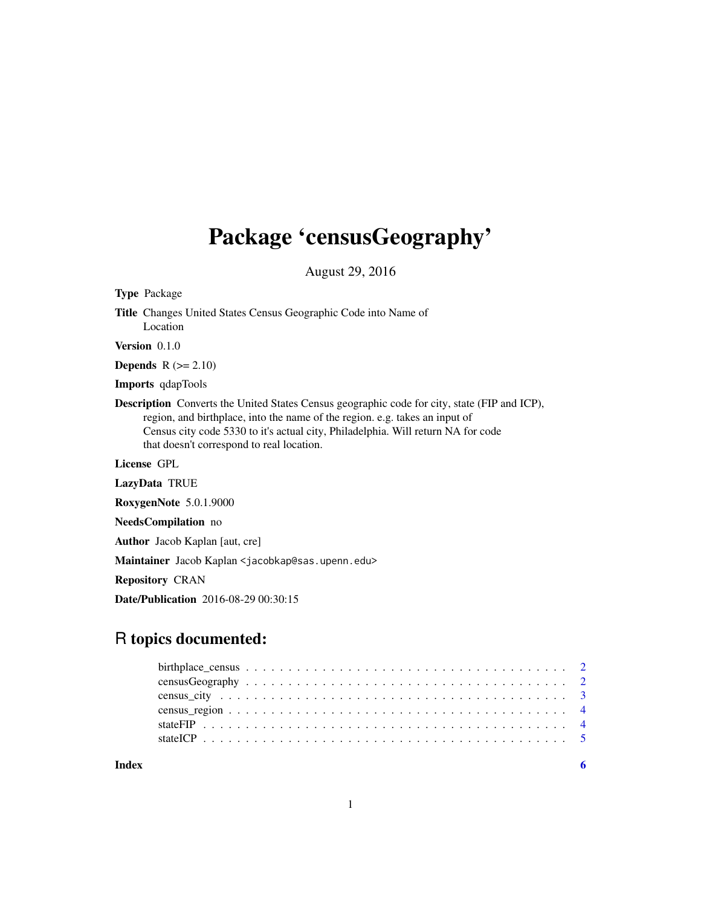# Package 'censusGeography'

August 29, 2016

**Type** Package

**Title** Changes United States Census Geographic Code into Name of Location

**Version** 0.1.0

**Depends** R (>= 2.10)

**Imports** qdapTools

**Description** Converts the United States Census geographic code for city, state (FIP and ICP), region, and birthplace, into the name of the region. e.g. takes an input of Census city code 5330 to it's actual city, Philadelphia. Will return NA for code that doesn't correspond to real location.

**License** GPL

**LazyData** TRUE

**RoxygenNote** 5.0.1.9000

**NeedsCompilation** no

**Author** Jacob Kaplan [aut, cre]

**Maintainer** Jacob Kaplan <jacobkap@sas.upenn.edu>

**Repository** CRAN

**Date/Publication** 2016-08-29 00:30:15

## R topics documented:

- birthplace_census . . . . . . . . . . . . . . . . . . . . . . . . . . . . . . . . . . . . . . 2
- censusGeography . . . . . . . . . . . . . . . . . . . . . . . . . . . . . . . . . . . . . . 2
- census_city . . . . . . . . . . . . . . . . . . . . . . . . . . . . . . . . . . . . . . 3
- census_region . . . . . . . . . . . . . . . . . . . . . . . . . . . . . . . . . . . . . . 4
- stateFIP . . . . . . . . . . . . . . . . . . . . . . . . . . . . . . . . . . . . . . 4
- stateICP . . . . . . . . . . . . . . . . . . . . . . . . . . . . . . . . . . . . . . 5

**Index** 6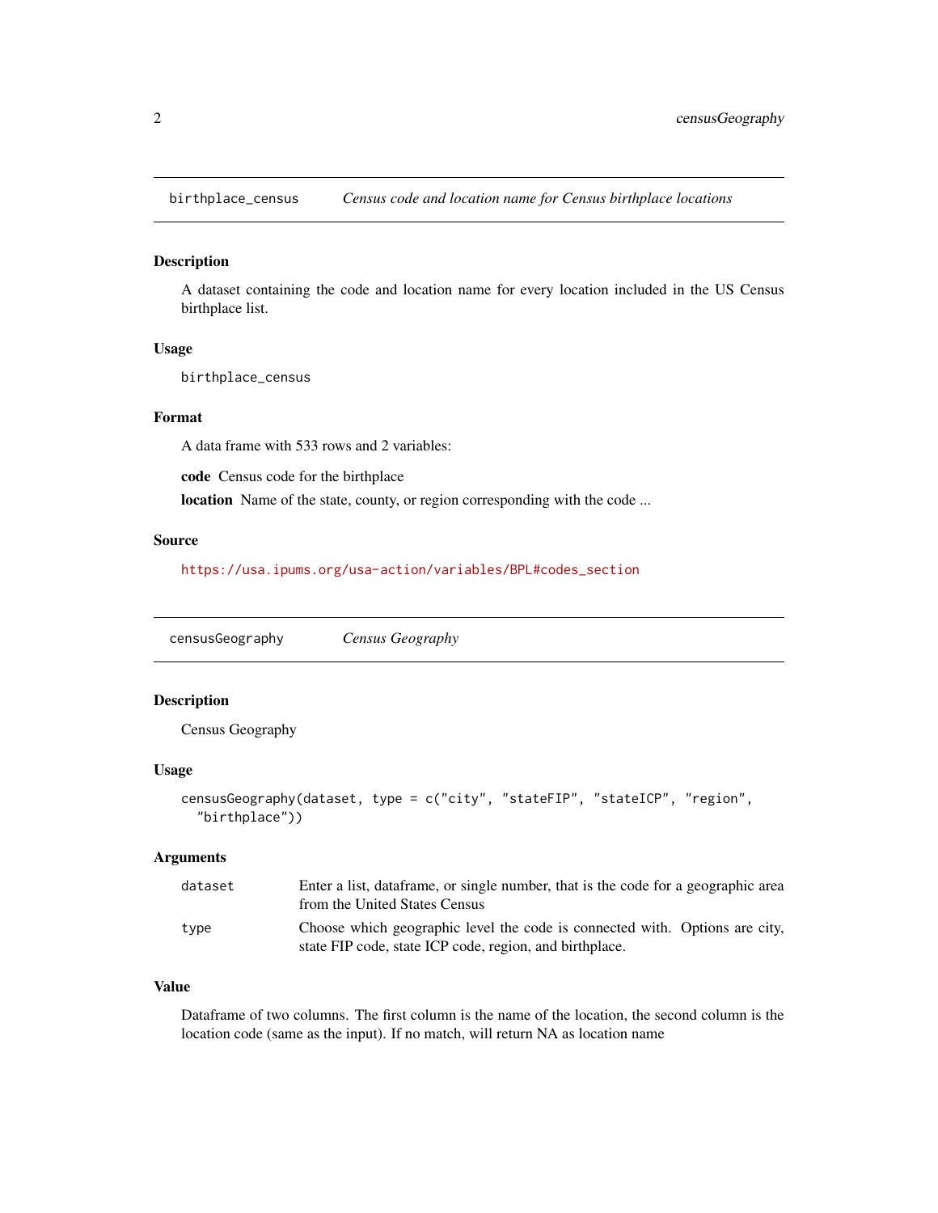## birthplace_census — *Census code and location name for Census birthplace locations*

### Description

A dataset containing the code and location name for every location included in the US Census birthplace list.

### Usage

```
birthplace_census
```

### Format

A data frame with 533 rows and 2 variables:

**code** Census code for the birthplace

**location** Name of the state, county, or region corresponding with the code ...

### Source

https://usa.ipums.org/usa-action/variables/BPL#codes_section

## censusGeography — *Census Geography*

### Description

Census Geography

### Usage

```
censusGeography(dataset, type = c("city", "stateFIP", "stateICP", "region",
  "birthplace"))
```

### Arguments

| | |
|---|---|
| dataset | Enter a list, dataframe, or single number, that is the code for a geographic area from the United States Census |
| type | Choose which geographic level the code is connected with. Options are city, state FIP code, state ICP code, region, and birthplace. |

### Value

Dataframe of two columns. The first column is the name of the location, the second column is the location code (same as the input). If no match, will return NA as location name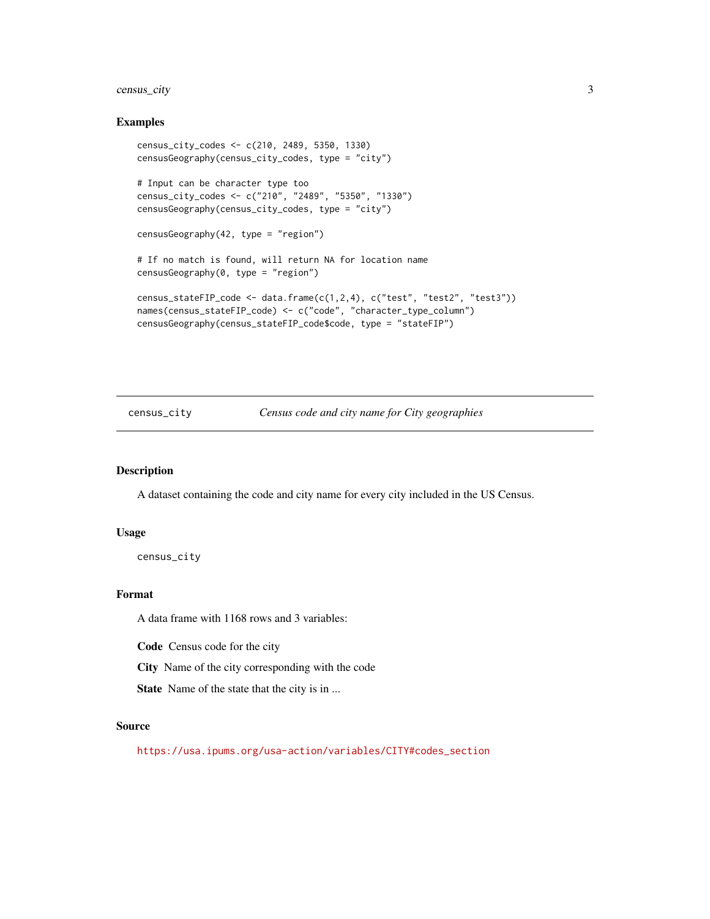## Examples

```
census_city_codes <- c(210, 2489, 5350, 1330)
censusGeography(census_city_codes, type = "city")

# Input can be character type too
census_city_codes <- c("210", "2489", "5350", "1330")
censusGeography(census_city_codes, type = "city")

censusGeography(42, type = "region")

# If no match is found, will return NA for location name
censusGeography(0, type = "region")

census_stateFIP_code <- data.frame(c(1,2,4), c("test", "test2", "test3"))
names(census_stateFIP_code) <- c("code", "character_type_column")
censusGeography(census_stateFIP_code$code, type = "stateFIP")
```

---

# census_city — *Census code and city name for City geographies*

## Description

A dataset containing the code and city name for every city included in the US Census.

## Usage

```
census_city
```

## Format

A data frame with 1168 rows and 3 variables:

**Code** Census code for the city

**City** Name of the city corresponding with the code

**State** Name of the state that the city is in ...

## Source

https://usa.ipums.org/usa-action/variables/CITY#codes_section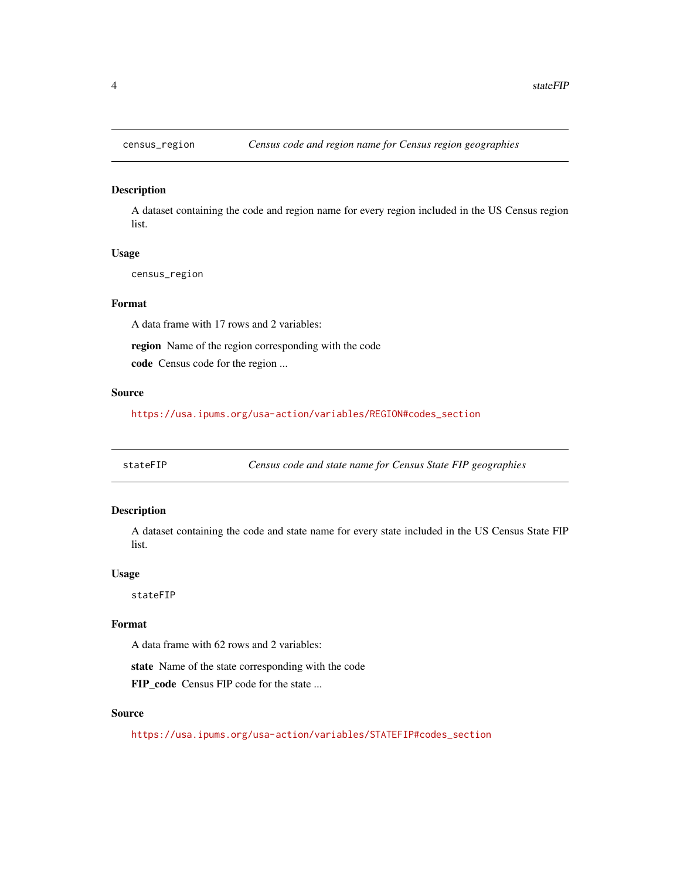## census_region — *Census code and region name for Census region geographies*

### Description

A dataset containing the code and region name for every region included in the US Census region list.

### Usage

```
census_region
```

### Format

A data frame with 17 rows and 2 variables:

**region** Name of the region corresponding with the code

**code** Census code for the region ...

### Source

https://usa.ipums.org/usa-action/variables/REGION#codes_section

## stateFIP — *Census code and state name for Census State FIP geographies*

### Description

A dataset containing the code and state name for every state included in the US Census State FIP list.

### Usage

```
stateFIP
```

### Format

A data frame with 62 rows and 2 variables:

**state** Name of the state corresponding with the code

**FIP_code** Census FIP code for the state ...

### Source

https://usa.ipums.org/usa-action/variables/STATEFIP#codes_section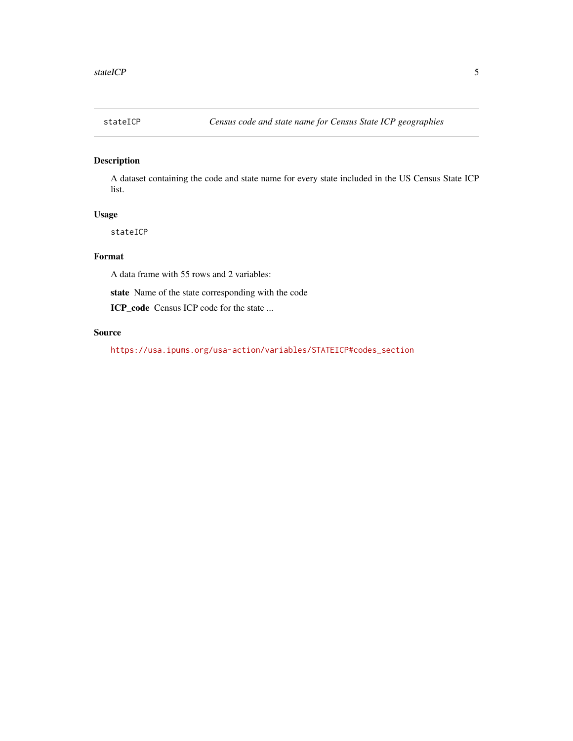stateICP *Census code and state name for Census State ICP geographies*

## Description

A dataset containing the code and state name for every state included in the US Census State ICP list.

## Usage

```
stateICP
```

## Format

A data frame with 55 rows and 2 variables:

**state** Name of the state corresponding with the code

**ICP_code** Census ICP code for the state ...

## Source

https://usa.ipums.org/usa-action/variables/STATEICP#codes_section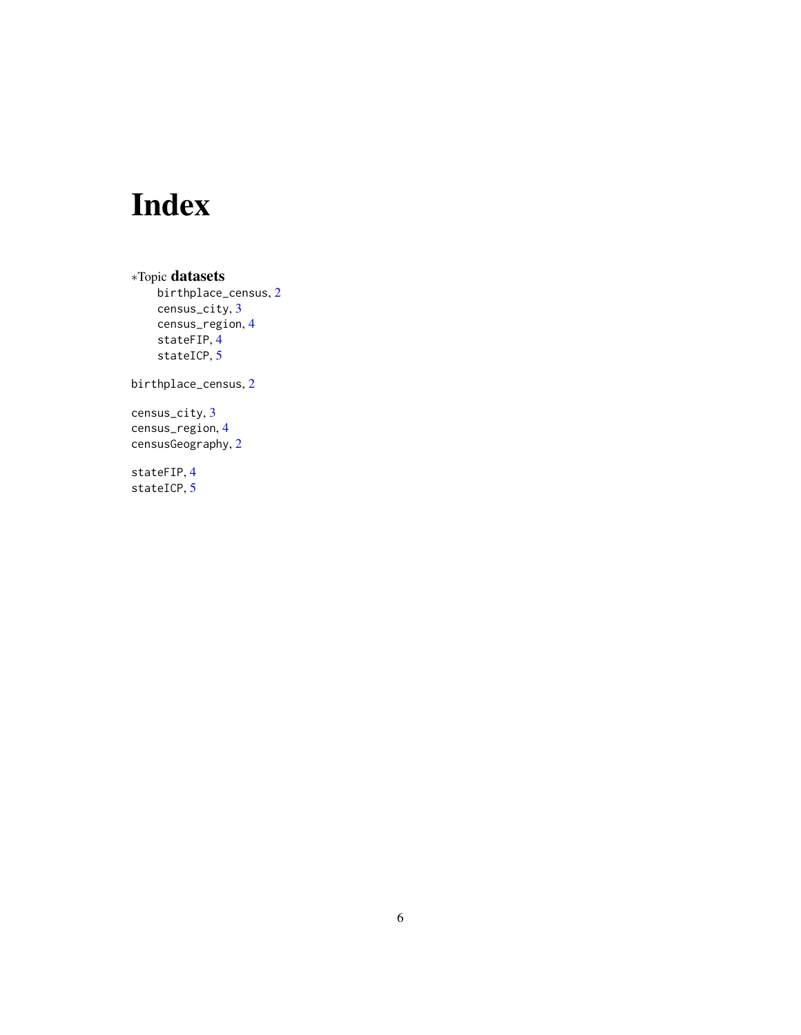# Index

∗Topic **datasets**

birthplace_census, 2
census_city, 3
census_region, 4
stateFIP, 4
stateICP, 5

birthplace_census, 2

census_city, 3
census_region, 4
censusGeography, 2

stateFIP, 4
stateICP, 5